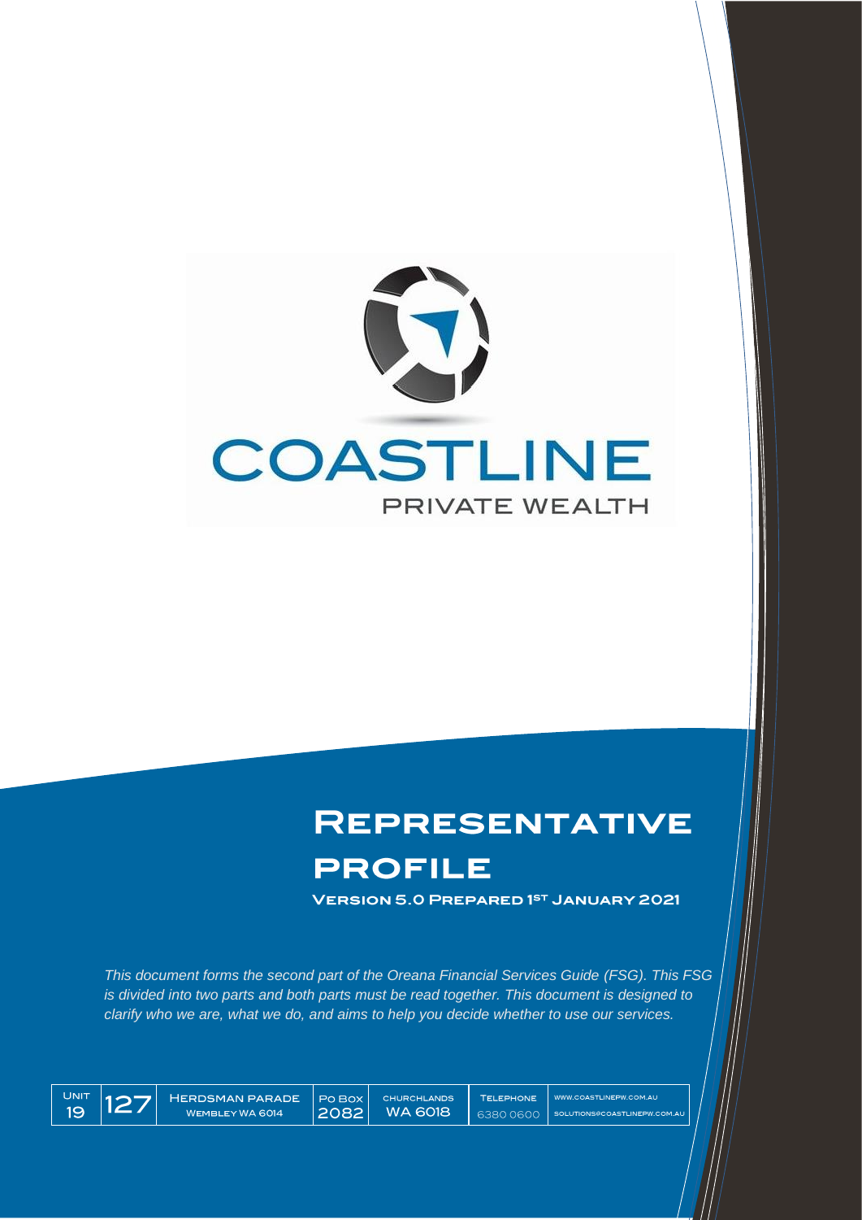# COASTLINE

PRIVATE WEALTH

# Representative Profile

**Version 5.0 Prepared 1st January 2021**

*This document forms the second part of the Oreana Financial Services Guide (FSG). This FSG is divided into two parts and both parts must be read together. This document is designed to clarify who we are, what we do, and aims to help you decide whether to use our services.*

| Unit 19 | 127 | Herdsman Parade Wembley WA 6014 | Po Box 2082 | Churchlands WA 6018 | Telephone 6380 0600 | www.coastlinepw.com.au solutions@coastlinepw.com.au |
|---|---|---|---|---|---|---|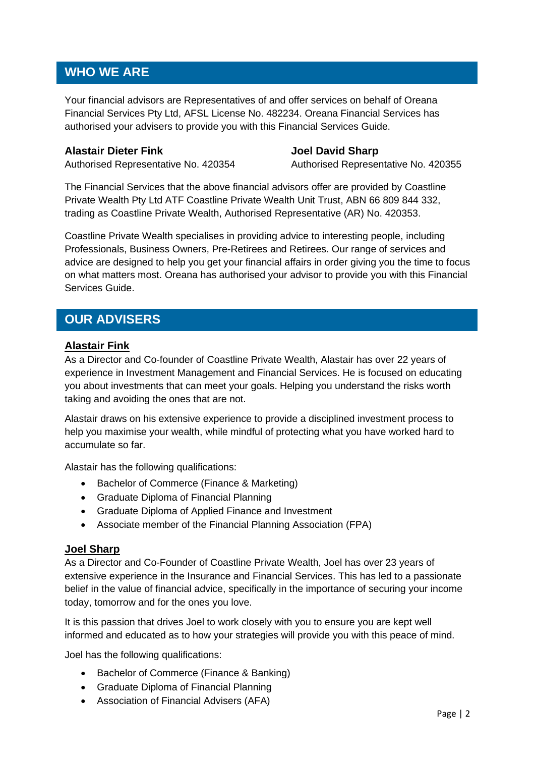## WHO WE ARE

Your financial advisors are Representatives of and offer services on behalf of Oreana Financial Services Pty Ltd, AFSL License No. 482234. Oreana Financial Services has authorised your advisers to provide you with this Financial Services Guide.

**Alastair Dieter Fink**
Authorised Representative No. 420354

**Joel David Sharp**
Authorised Representative No. 420355

The Financial Services that the above financial advisors offer are provided by Coastline Private Wealth Pty Ltd ATF Coastline Private Wealth Unit Trust, ABN 66 809 844 332, trading as Coastline Private Wealth, Authorised Representative (AR) No. 420353.

Coastline Private Wealth specialises in providing advice to interesting people, including Professionals, Business Owners, Pre-Retirees and Retirees. Our range of services and advice are designed to help you get your financial affairs in order giving you the time to focus on what matters most. Oreana has authorised your advisor to provide you with this Financial Services Guide.

## OUR ADVISERS

### Alastair Fink

As a Director and Co-founder of Coastline Private Wealth, Alastair has over 22 years of experience in Investment Management and Financial Services. He is focused on educating you about investments that can meet your goals. Helping you understand the risks worth taking and avoiding the ones that are not.

Alastair draws on his extensive experience to provide a disciplined investment process to help you maximise your wealth, while mindful of protecting what you have worked hard to accumulate so far.

Alastair has the following qualifications:

- Bachelor of Commerce (Finance & Marketing)
- Graduate Diploma of Financial Planning
- Graduate Diploma of Applied Finance and Investment
- Associate member of the Financial Planning Association (FPA)

### Joel Sharp

As a Director and Co-Founder of Coastline Private Wealth, Joel has over 23 years of extensive experience in the Insurance and Financial Services. This has led to a passionate belief in the value of financial advice, specifically in the importance of securing your income today, tomorrow and for the ones you love.

It is this passion that drives Joel to work closely with you to ensure you are kept well informed and educated as to how your strategies will provide you with this peace of mind.

Joel has the following qualifications:

- Bachelor of Commerce (Finance & Banking)
- Graduate Diploma of Financial Planning
- Association of Financial Advisers (AFA)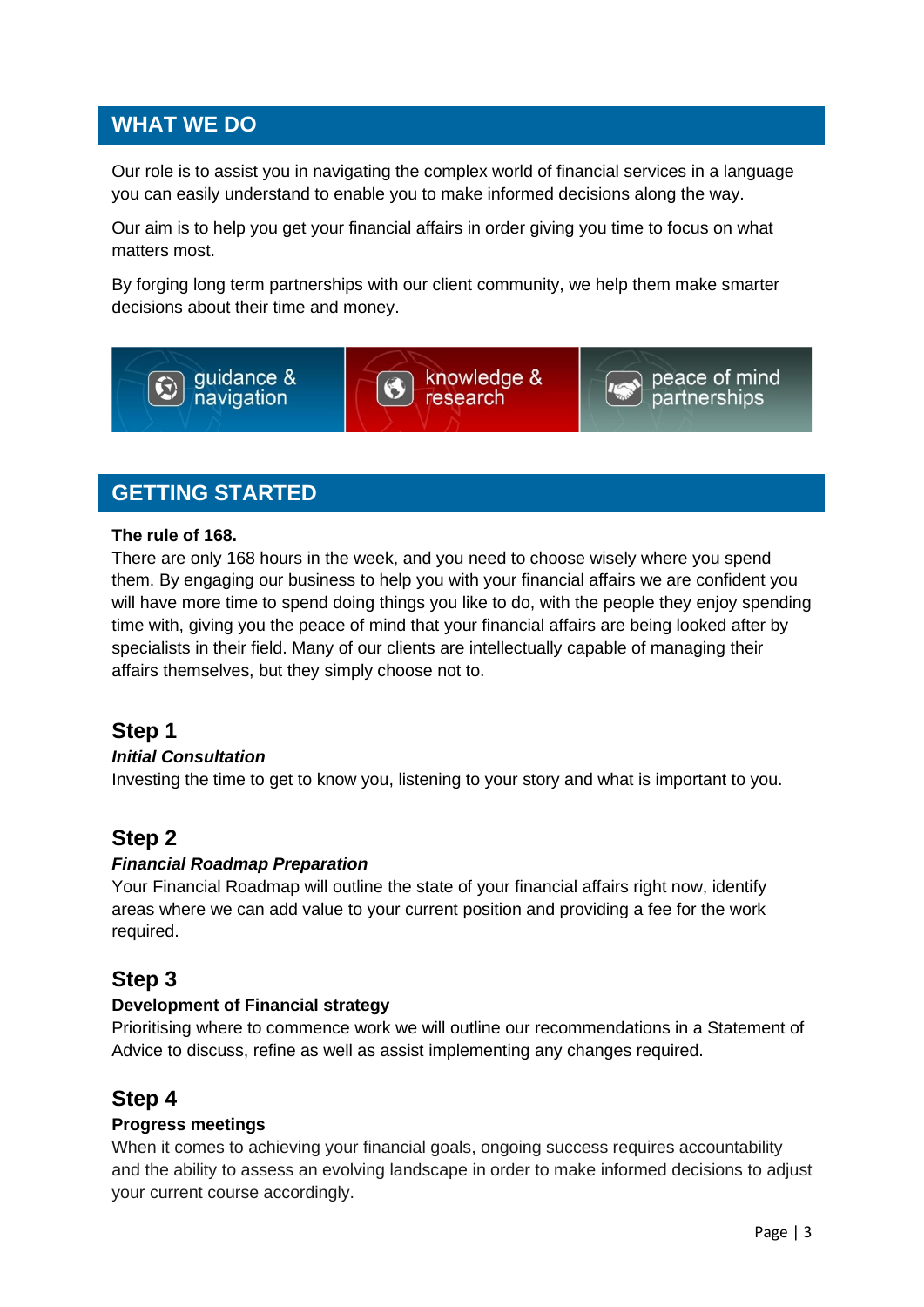## WHAT WE DO

Our role is to assist you in navigating the complex world of financial services in a language you can easily understand to enable you to make informed decisions along the way.

Our aim is to help you get your financial affairs in order giving you time to focus on what matters most.

By forging long term partnerships with our client community, we help them make smarter decisions about their time and money.

guidance & navigation | knowledge & research | peace of mind partnerships

## GETTING STARTED

**The rule of 168.**
There are only 168 hours in the week, and you need to choose wisely where you spend them. By engaging our business to help you with your financial affairs we are confident you will have more time to spend doing things you like to do, with the people they enjoy spending time with, giving you the peace of mind that your financial affairs are being looked after by specialists in their field. Many of our clients are intellectually capable of managing their affairs themselves, but they simply choose not to.

### Step 1

***Initial Consultation***
Investing the time to get to know you, listening to your story and what is important to you.

### Step 2

***Financial Roadmap Preparation***
Your Financial Roadmap will outline the state of your financial affairs right now, identify areas where we can add value to your current position and providing a fee for the work required.

### Step 3

**Development of Financial strategy**
Prioritising where to commence work we will outline our recommendations in a Statement of Advice to discuss, refine as well as assist implementing any changes required.

### Step 4

**Progress meetings**
When it comes to achieving your financial goals, ongoing success requires accountability and the ability to assess an evolving landscape in order to make informed decisions to adjust your current course accordingly.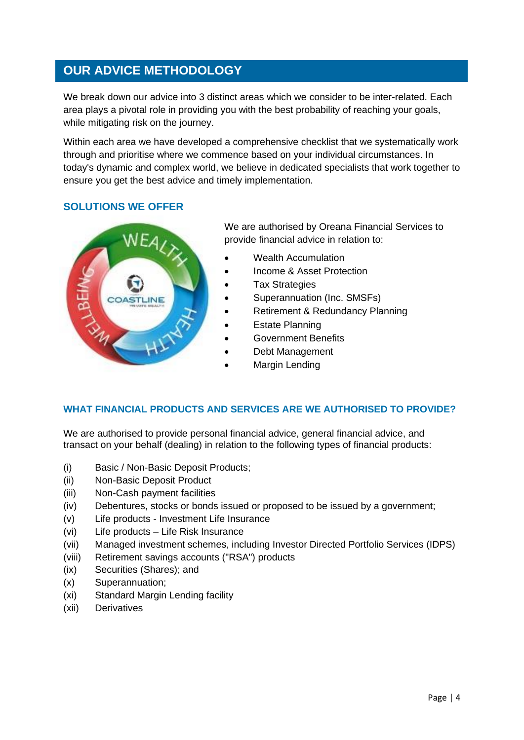## OUR ADVICE METHODOLOGY

We break down our advice into 3 distinct areas which we consider to be inter-related. Each area plays a pivotal role in providing you with the best probability of reaching your goals, while mitigating risk on the journey.

Within each area we have developed a comprehensive checklist that we systematically work through and prioritise where we commence based on your individual circumstances. In today's dynamic and complex world, we believe in dedicated specialists that work together to ensure you get the best advice and timely implementation.

### SOLUTIONS WE OFFER

We are authorised by Oreana Financial Services to provide financial advice in relation to:

- Wealth Accumulation
- Income & Asset Protection
- Tax Strategies
- Superannuation (Inc. SMSFs)
- Retirement & Redundancy Planning
- Estate Planning
- Government Benefits
- Debt Management
- Margin Lending

### WHAT FINANCIAL PRODUCTS AND SERVICES ARE WE AUTHORISED TO PROVIDE?

We are authorised to provide personal financial advice, general financial advice, and transact on your behalf (dealing) in relation to the following types of financial products:

(i) Basic / Non-Basic Deposit Products;
(ii) Non-Basic Deposit Product
(iii) Non-Cash payment facilities
(iv) Debentures, stocks or bonds issued or proposed to be issued by a government;
(v) Life products - Investment Life Insurance
(vi) Life products – Life Risk Insurance
(vii) Managed investment schemes, including Investor Directed Portfolio Services (IDPS)
(viii) Retirement savings accounts ("RSA") products
(ix) Securities (Shares); and
(x) Superannuation;
(xi) Standard Margin Lending facility
(xii) Derivatives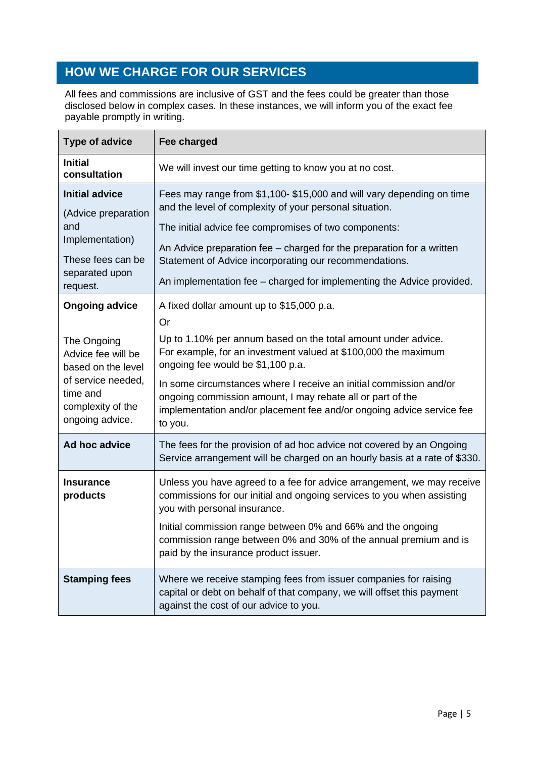## HOW WE CHARGE FOR OUR SERVICES

All fees and commissions are inclusive of GST and the fees could be greater than those disclosed below in complex cases. In these instances, we will inform you of the exact fee payable promptly in writing.

| Type of advice | Fee charged |
|---|---|
| **Initial consultation** | We will invest our time getting to know you at no cost. |
| **Initial advice**<br><br>(Advice preparation and Implementation)<br><br>These fees can be separated upon request. | Fees may range from $1,100- $15,000 and will vary depending on time and the level of complexity of your personal situation.<br><br>The initial advice fee compromises of two components:<br><br>An Advice preparation fee – charged for the preparation for a written Statement of Advice incorporating our recommendations.<br><br>An implementation fee – charged for implementing the Advice provided. |
| **Ongoing advice**<br><br>The Ongoing Advice fee will be based on the level of service needed, time and complexity of the ongoing advice. | A fixed dollar amount up to $15,000 p.a.<br><br>Or<br><br>Up to 1.10% per annum based on the total amount under advice. For example, for an investment valued at $100,000 the maximum ongoing fee would be $1,100 p.a.<br><br>In some circumstances where I receive an initial commission and/or ongoing commission amount, I may rebate all or part of the implementation and/or placement fee and/or ongoing advice service fee to you. |
| **Ad hoc advice** | The fees for the provision of ad hoc advice not covered by an Ongoing Service arrangement will be charged on an hourly basis at a rate of $330. |
| **Insurance products** | Unless you have agreed to a fee for advice arrangement, we may receive commissions for our initial and ongoing services to you when assisting you with personal insurance.<br><br>Initial commission range between 0% and 66% and the ongoing commission range between 0% and 30% of the annual premium and is paid by the insurance product issuer. |
| **Stamping fees** | Where we receive stamping fees from issuer companies for raising capital or debt on behalf of that company, we will offset this payment against the cost of our advice to you. |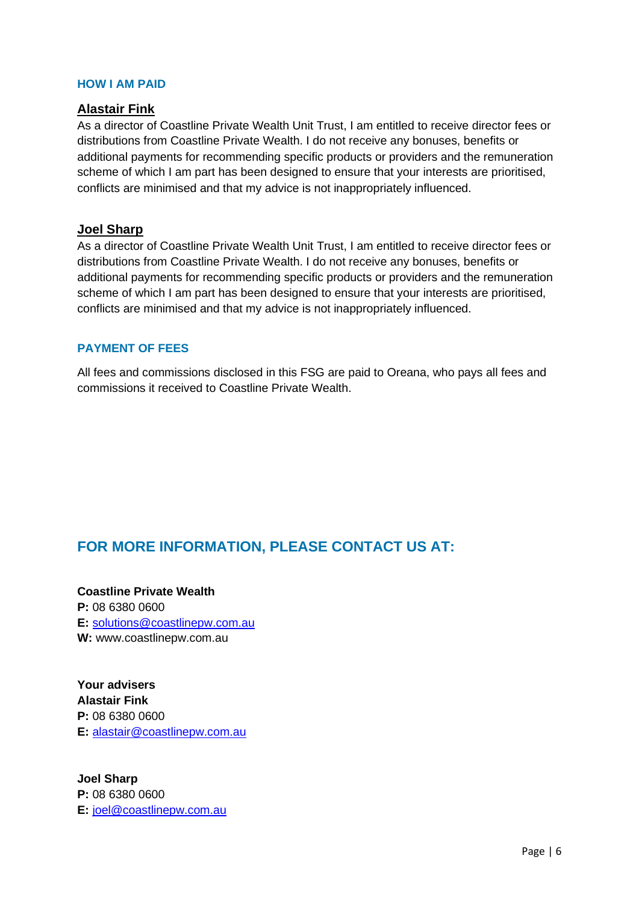## HOW I AM PAID

### Alastair Fink

As a director of Coastline Private Wealth Unit Trust, I am entitled to receive director fees or distributions from Coastline Private Wealth. I do not receive any bonuses, benefits or additional payments for recommending specific products or providers and the remuneration scheme of which I am part has been designed to ensure that your interests are prioritised, conflicts are minimised and that my advice is not inappropriately influenced.

### Joel Sharp

As a director of Coastline Private Wealth Unit Trust, I am entitled to receive director fees or distributions from Coastline Private Wealth. I do not receive any bonuses, benefits or additional payments for recommending specific products or providers and the remuneration scheme of which I am part has been designed to ensure that your interests are prioritised, conflicts are minimised and that my advice is not inappropriately influenced.

## PAYMENT OF FEES

All fees and commissions disclosed in this FSG are paid to Oreana, who pays all fees and commissions it received to Coastline Private Wealth.

# FOR MORE INFORMATION, PLEASE CONTACT US AT:

**Coastline Private Wealth**
**P:** 08 6380 0600
**E:** solutions@coastlinepw.com.au
**W:** www.coastlinepw.com.au

**Your advisers**
**Alastair Fink**
**P:** 08 6380 0600
**E:** alastair@coastlinepw.com.au

**Joel Sharp**
**P:** 08 6380 0600
**E:** joel@coastlinepw.com.au